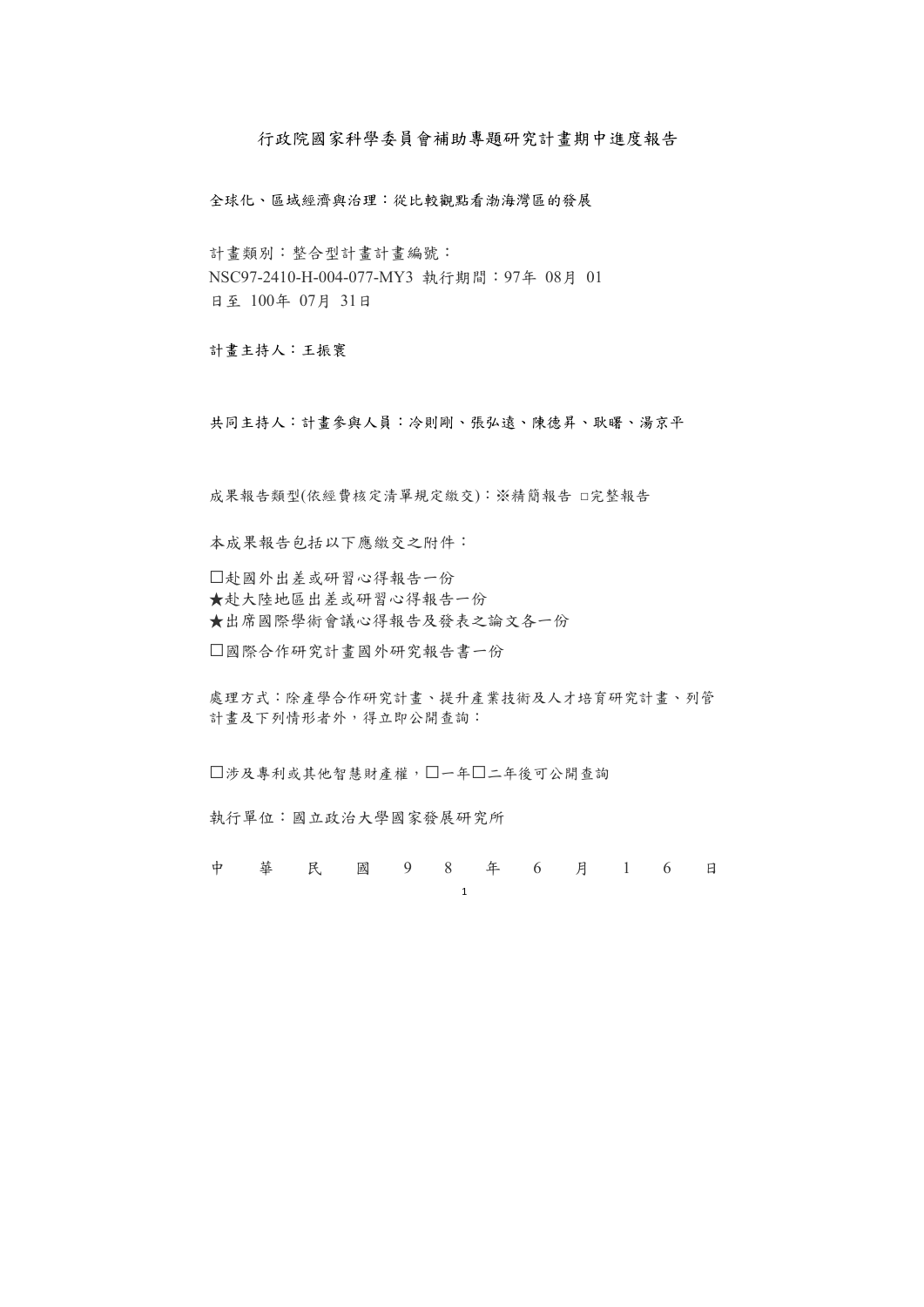# 行政院國家科學委員會補助專題研究計畫期中進度報告

全球化、區域經濟與治理：從比較觀點看渤海灣區的發展

計畫類別：整合型計畫計畫編號：
NSC97-2410-H-004-077-MY3 執行期間：97年 08月 01
日至 100年 07月 31日

計畫主持人：王振寰

共同主持人：計畫參與人員：冷則剛、張弘遠、陳德昇、耿曙、湯京平

成果報告類型(依經費核定清單規定繳交)：※精簡報告 □完整報告

本成果報告包括以下應繳交之附件：

□赴國外出差或研習心得報告一份
★赴大陸地區出差或研習心得報告一份
★出席國際學術會議心得報告及發表之論文各一份
□國際合作研究計畫國外研究報告書一份

處理方式：除產學合作研究計畫、提升產業技術及人才培育研究計畫、列管計畫及下列情形者外，得立即公開查詢：

□涉及專利或其他智慧財產權，□一年□二年後可公開查詢

執行單位：國立政治大學國家發展研究所

中 華 民 國 9 8 年 6 月 1 6 日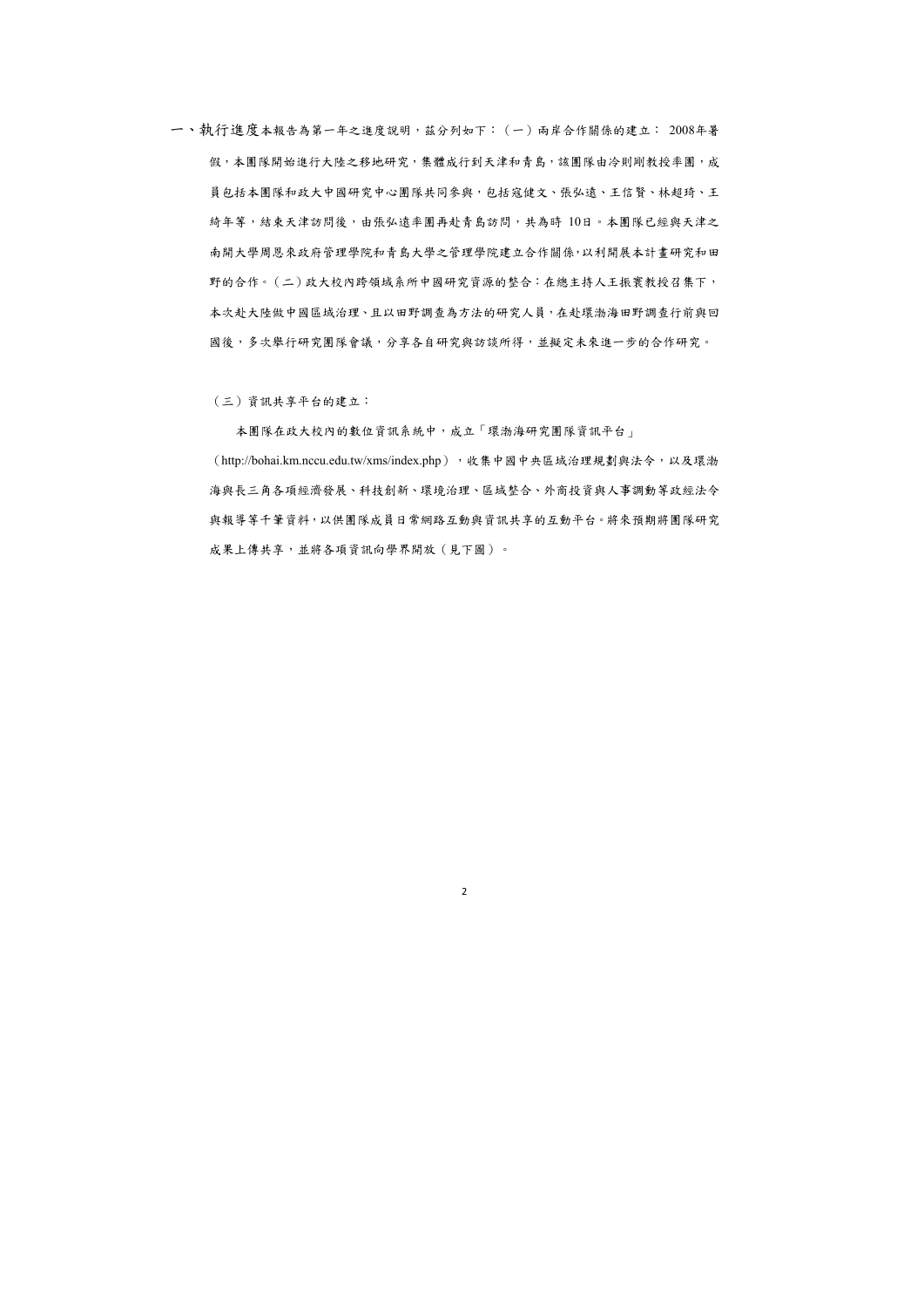一、執行進度本報告為第一年之進度說明，茲分列如下：（一）兩岸合作關係的建立： 2008年暑假，本團隊開始進行大陸之移地研究，集體成行到天津和青島，該團隊由冷則剛教授率團，成員包括本團隊和政大中國研究中心團隊共同參與，包括寇健文、張弘遠、王信賢、林超琦、王綺年等，結束天津訪問後，由張弘遠率團再赴青島訪問，共為時 10日。本團隊已經與天津之南開大學周恩來政府管理學院和青島大學之管理學院建立合作關係，以利開展本計畫研究和田野的合作。（二）政大校內跨領域系所中國研究資源的整合：在總主持人王振寰教授召集下，本次赴大陸做中國區域治理、且以田野調查為方法的研究人員，在赴環渤海田野調查行前與回國後，多次舉行研究團隊會議，分享各自研究與訪談所得，並擬定未來進一步的合作研究。

（三）資訊共享平台的建立：

本團隊在政大校內的數位資訊系統中，成立「環渤海研究團隊資訊平台」（http://bohai.km.nccu.edu.tw/xms/index.php），收集中國中央區域治理規劃與法令，以及環渤海與長三角各項經濟發展、科技創新、環境治理、區域整合、外商投資與人事調動等政經法令與報導等千筆資料，以供團隊成員日常網路互動與資訊共享的互動平台。將來預期將團隊研究成果上傳共享，並將各項資訊向學界開放（見下圖）。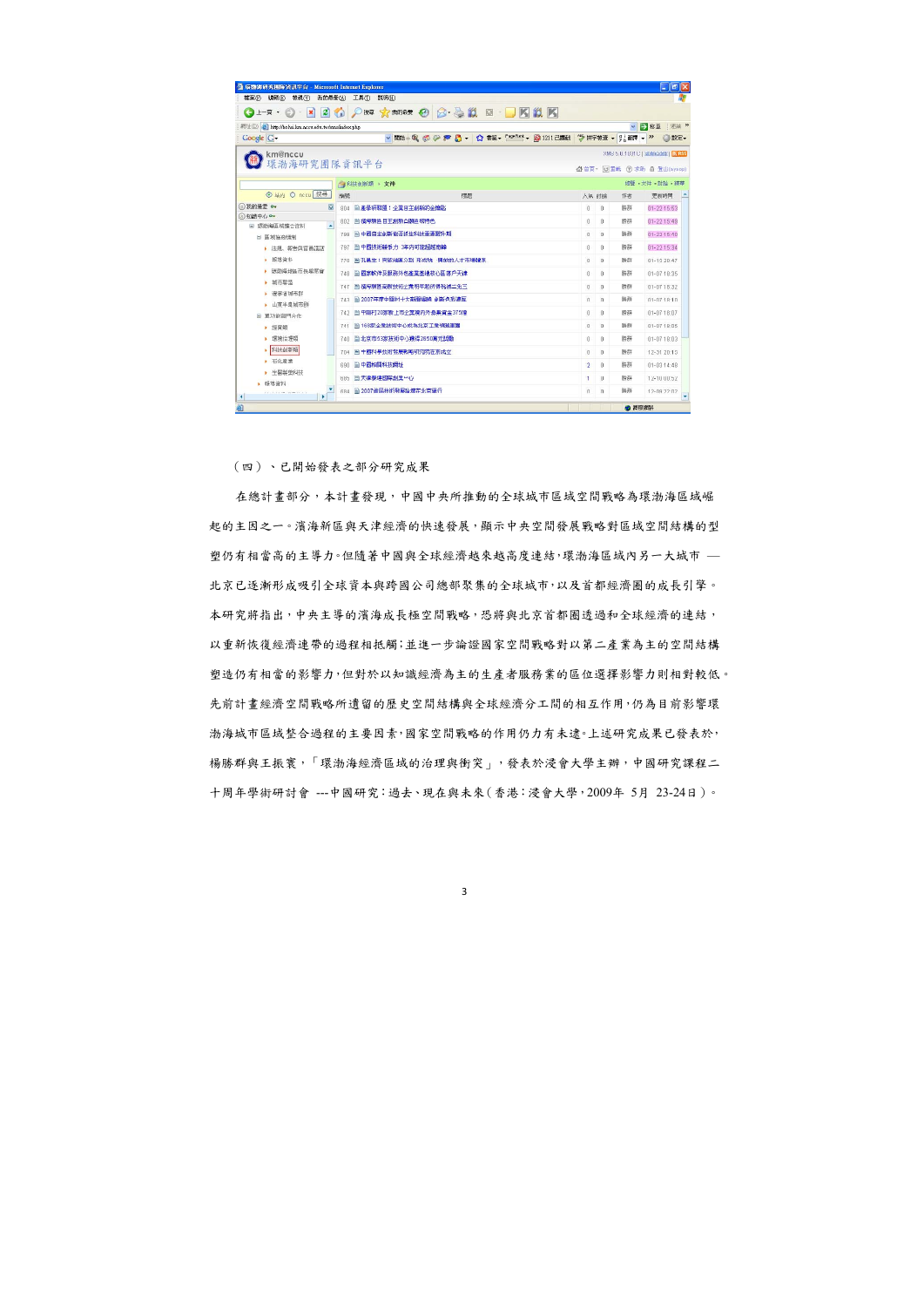（四）、已開始發表之部分研究成果

在總計畫部分，本計畫發現，中國中央所推動的全球城市區域空間戰略為環渤海區域崛起的主因之一。濱海新區與天津經濟的快速發展，顯示中央空間發展戰略對區域空間結構的型塑仍有相當高的主導力。但隨著中國與全球經濟越來越高度連結，環渤海區域內另一大城市 — 北京已逐漸形成吸引全球資本與跨國公司總部聚集的全球城市，以及首都經濟圈的成長引擎。本研究將指出，中央主導的濱海成長極空間戰略，恐將與北京首都圈透過和全球經濟的連結，以重新恢復經濟連帶的過程相抵觸；並進一步論證國家空間戰略對以第二產業為主的空間結構塑造仍有相當的影響力，但對於以知識經濟為主的生產者服務業的區位選擇影響力則相對較低。先前計畫經濟空間戰略所遺留的歷史空間結構與全球經濟分工間的相互作用，仍為目前影響環渤海城市區域整合過程的主要因素，國家空間戰略的作用力仍力有未逮。上述研究成果已發表於，楊勝群與王振寰，「環渤海經濟區域的治理與衝突」，發表於浸會大學主辦，中國研究課程二十周年學術研討會 ---中國研究：過去、現在與未來（香港：浸會大學，2009年 5月 23-24日）。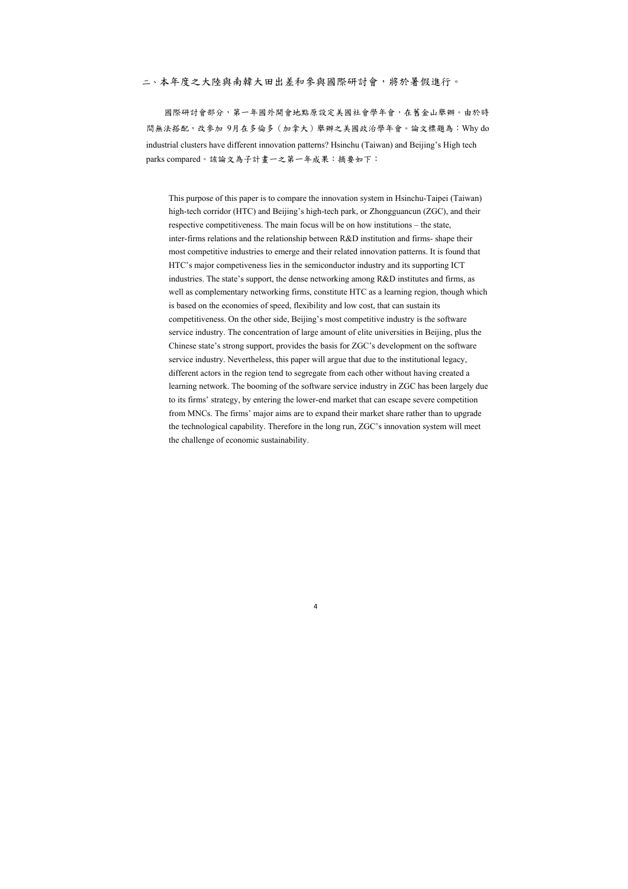二、本年度之大陸與南韓大田出差和參與國際研討會，將於暑假進行。

國際研討會部分，第一年國外開會地點原設定美國社會學年會，在舊金山舉辦。由於時間無法搭配，改參加 9月在多倫多（加拿大）舉辦之美國政治學年會。論文標題為：Why do industrial clusters have different innovation patterns? Hsinchu (Taiwan) and Beijing's High tech parks compared。該論文為子計畫一之第一年成果：摘要如下：

This purpose of this paper is to compare the innovation system in Hsinchu-Taipei (Taiwan) high-tech corridor (HTC) and Beijing's high-tech park, or Zhongguancun (ZGC), and their respective competitiveness. The main focus will be on how institutions – the state, inter-firms relations and the relationship between R&D institution and firms- shape their most competitive industries to emerge and their related innovation patterns. It is found that HTC's major competiveness lies in the semiconductor industry and its supporting ICT industries. The state's support, the dense networking among R&D institutes and firms, as well as complementary networking firms, constitute HTC as a learning region, though which is based on the economies of speed, flexibility and low cost, that can sustain its competitiveness. On the other side, Beijing's most competitive industry is the software service industry. The concentration of large amount of elite universities in Beijing, plus the Chinese state's strong support, provides the basis for ZGC's development on the software service industry. Nevertheless, this paper will argue that due to the institutional legacy, different actors in the region tend to segregate from each other without having created a learning network. The booming of the software service industry in ZGC has been largely due to its firms' strategy, by entering the lower-end market that can escape severe competition from MNCs. The firms' major aims are to expand their market share rather than to upgrade the technological capability. Therefore in the long run, ZGC's innovation system will meet the challenge of economic sustainability.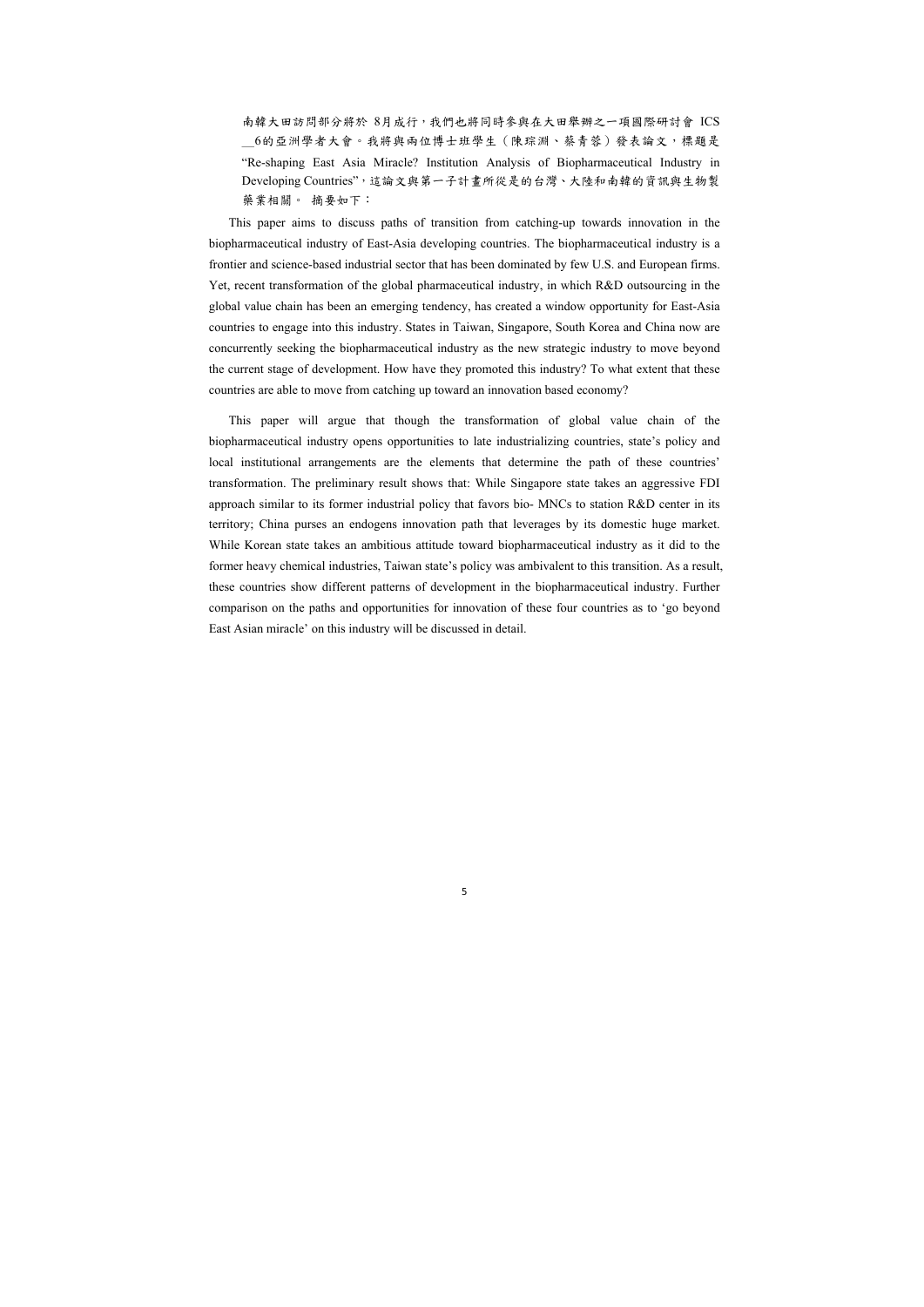南韓大田訪問部分將於 8月成行，我們也將同時參與在大田舉辦之一項國際研討會 ICS __6的亞洲學者大會。我將與兩位博士班學生（陳琮淵、蔡青蓉）發表論文，標題是 “Re-shaping East Asia Miracle? Institution Analysis of Biopharmaceutical Industry in Developing Countries”，這論文與第一子計畫所從是的台灣、大陸和南韓的資訊與生物製藥業相關。 摘要如下：

This paper aims to discuss paths of transition from catching-up towards innovation in the biopharmaceutical industry of East-Asia developing countries. The biopharmaceutical industry is a frontier and science-based industrial sector that has been dominated by few U.S. and European firms. Yet, recent transformation of the global pharmaceutical industry, in which R&D outsourcing in the global value chain has been an emerging tendency, has created a window opportunity for East-Asia countries to engage into this industry. States in Taiwan, Singapore, South Korea and China now are concurrently seeking the biopharmaceutical industry as the new strategic industry to move beyond the current stage of development. How have they promoted this industry? To what extent that these countries are able to move from catching up toward an innovation based economy?

This paper will argue that though the transformation of global value chain of the biopharmaceutical industry opens opportunities to late industrializing countries, state’s policy and local institutional arrangements are the elements that determine the path of these countries' transformation. The preliminary result shows that: While Singapore state takes an aggressive FDI approach similar to its former industrial policy that favors bio- MNCs to station R&D center in its territory; China purses an endogens innovation path that leverages by its domestic huge market. While Korean state takes an ambitious attitude toward biopharmaceutical industry as it did to the former heavy chemical industries, Taiwan state's policy was ambivalent to this transition. As a result, these countries show different patterns of development in the biopharmaceutical industry. Further comparison on the paths and opportunities for innovation of these four countries as to 'go beyond East Asian miracle' on this industry will be discussed in detail.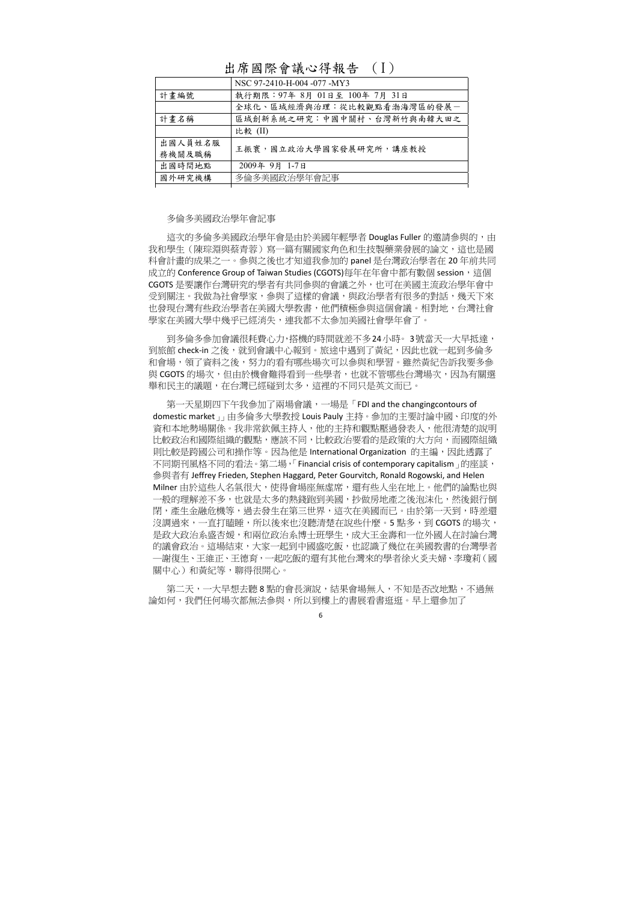# 出席國際會議心得報告 （I）

| | |
|---|---|
| 計畫編號 | NSC 97-2410-H-004 -077 -MY3<br>執行期限：97年 8月 01日至 100年 7月 31日 |
| 計畫名稱 | 全球化、區域經濟與治理：從比較觀點看渤海灣區的發展－區域創新系統之研究：中國中關村、台灣新竹與南韓大田之比較 (II) |
| 出國人員姓名服務機關及職稱 | 王振寰，國立政治大學國家發展研究所，講座教授 |
| 出國時間地點 | 2009年 9月 1-7日 |
| 國外研究機構 | 多倫多美國政治學年會記事 |

多倫多美國政治學年會記事

這次的多倫多美國政治學年會是由於美國年輕學者 Douglas Fuller 的邀請參與的，由我和學生（陳琮淵與蔡青蓉）寫一篇有關國家角色和生技製藥業發展的論文，這也是國科會計畫的成果之一。參與之後也才知道我參加的 panel 是台灣政治學者在 20 年前共同成立的 Conference Group of Taiwan Studies (CGOTS)每年在年會中都有數個 session，這個 CGOTS 是要讓作台灣研究的學者有共同參與的會議之外，也可在美國主流政治學年會中受到關注。我做為社會學家，參與了這樣的會議，與政治學者有很多的對話，幾天下來也發現台灣有些政治學者在美國大學教書，他們積極參與這個會議。相對地，台灣社會學家在美國大學中幾乎已經消失，連我都不太參加美國社會學年會了。

到多倫多參加會議很耗費心力，搭機的時間就差不多24小時。 3號當天一大早抵達，到旅館 check-in 之後，就到會議中心報到。旅途中遇到了黃紀，因此也就一起到多倫多和會場，領了資料之後，努力的看有哪些場次可以參與和學習。雖然黃紀告訴我要多參與 CGOTS 的場次，但由於機會難得看到一些學者，也就不管哪些台灣場次，因為有關選舉和民主的議題，在台灣已經碰到太多，這裡的不同只是英文而已。

第一天星期四下午我參加了兩場會議，一場是「FDI and the changingcontours of domestic market」」由多倫多大學教授 Louis Pauly 主持。參加的主要討論中國、印度的外資和本地勢場關係。我非常欽佩主持人，他的主持和觀點壓過發表人，他很清楚的說明比較政治和國際組織的觀點，應該不同，比較政治要看的是政策的大方向，而國際組織則比較是跨國公司和操作等。因為他是 International Organization 的主編，因此透露了不同期刊風格不同的看法。第二場，「Financial crisis of contemporary capitalism」的座談，參與者有 Jeffrey Frieden, Stephen Haggard, Peter Gourvitch, Ronald Rogowski, and Helen Milner 由於這些人名氣很大，使得會場座無虛席，還有些人坐在地上。他們的論點也與一般的理解差不多，也就是太多的熱錢跑到美國，抄做房地產之後泡沫化，然後銀行倒閉，產生金融危機等，過去發生在第三世界，這次在美國而已。由於第一天到，時差還沒調過來，一直打瞌睡，所以後來也沒聽清楚在說些什麼。5 點多，到 CGOTS 的場次，是政大政治系盛杏媛，和兩位政治系博士班學生，成大王金壽和一位外國人在討論台灣的議會政治。這場結束，大家一起到中國盛吃飯，也認識了幾位在美國教書的台灣學者—謝復生、王維正、王德育，一起吃飯的還有其他台灣來的學者徐火炎夫婦、李瓊莉（國關中心）和黃紀等，聊得很開心。

第二天，一大早想去聽 8 點的會長演說，結果會場無人，不知是否改地點，不過無論如何，我們任何場次都無法參與，所以到樓上的書展看書逛逛。早上還參加了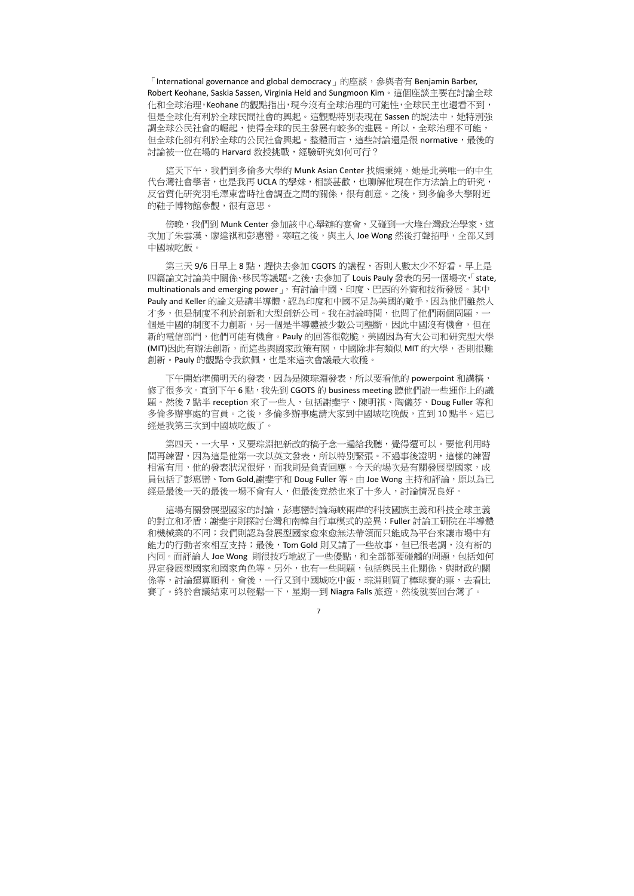「International governance and global democracy」的座談，參與者有 Benjamin Barber, Robert Keohane, Saskia Sassen, Virginia Held and Sungmoon Kim。這個座談主要在討論全球化和全球治理，Keohane 的觀點指出，現今沒有全球治理的可能性，全球民主也還看不到，但是全球化有利於全球民間社會的興起。這觀點特別表現在 Sassen 的說法中，她特別強調全球公民社會的崛起，使得全球的民主發展有較多的進展。所以，全球治理不可能，但全球化卻有利於全球的公民社會興起。整體而言，這些討論還是很 normative，最後的討論被一位在場的 Harvard 教授挑戰，經驗研究如何可行？

這天下午，我們到多倫多大學的 Munk Asian Center 找熊秉純，她是北美唯一的中生代台灣社會學者，也是我再 UCLA 的學妹，相談甚歡，也聊解他現在作方法論上的研究，反省質化研究羽毛澤東當時社會調查之間的關係，很有創意。之後，到多倫多大學附近的鞋子博物館參觀，很有意思。

傍晚，我們到 Munk Center 參加該中心舉辦的宴會，又碰到一大堆台灣政治學家，這次加了朱雲漢、廖達祺和彭惠鑾。寒暄之後，與主人 Joe Wong 然後打聲招呼，全部又到中國城吃飯。

第三天 9/6 日早上 8 點，趕快去參加 CGOTS 的議程，否則人數太少不好看。早上是四篇論文討論美中關係、移民等議題。之後，去參加了 Louis Pauly 發表的另一個場次，「state, multinationals and emerging power」，有討論中國、印度、巴西的外資和技術發展。其中 Pauly and Keller 的論文是講半導體，認為印度和中國不足為美國的敵手，因為他們雖然人才多，但是制度不利於創新和大型創新公司。我在討論時間，也問了他們兩個問題，一個是中國的制度不力創新，另一個是半導體被少數公司壟斷，因此中國沒有機會，但在新的電信部門，他們可能有機會。Pauly 的回答很乾脆，美國因為有大公司和研究型大學(MIT)因此有辦法創新，而這些與國家政策有關，中國除非有類似 MIT 的大學，否則很難創新。Pauly 的觀點令我欽佩，也是來這次會議最大收穫。

下午開始準備明天的發表，因為是陳琮淵發表，所以要看他的 powerpoint 和講稿，修了很多次。直到下午 6 點，我先到 CGOTS 的 business meeting 聽他們說一些運作上的議題。然後 7 點半 reception 來了一些人，包括謝斐宇、陳明祺、陶儀芬、Doug Fuller 等和多倫多辦事處的官員。之後，多倫多辦事處請大家到中國城吃晚飯，直到 10 點半。這已經是我第三次到中國城吃飯了。

第四天，一大早，又要琮淵把新改的稿子念一遍給我聽，覺得還可以。要他利用時間再練習，因為這是他第一次以英文發表，所以特別緊張。不過事後證明，這樣的練習相當有用，他的發表狀況很好，而我則是負責回應。今天的場次是有關發展型國家，成員包括了彭惠鑾、Tom Gold,謝斐宇和 Doug Fuller 等。由 Joe Wong 主持和評論，原以為已經是最後一天的最後一場不會有人，但最後竟然也來了十多人，討論情況良好。

這場有關發展型國家的討論，彭惠鑾討論海峽兩岸的科技國族主義和科技全球主義的對立和矛盾；謝斐宇則探討台灣和南韓自行車模式的差異；Fuller 討論工研院在半導體和機械業的不同；我們則認為發展型國家愈來愈無法帶領而只能成為平台來讓市場中有能力的行動者來相互支持；最後，Tom Gold 則又講了一些故事，但已很老調，沒有新的內同。而評論人 Joe Wong 則很技巧地說了一些優點，和全部都要碰觸的問題，包括如何界定發展型國家和國家角色等。另外，也有一些問題，包括與民主化關係，與財政的關係等，討論還算順利。會後，一行又到中國城吃中飯，琮淵則買了棒球賽的票，去看比賽了。終於會議結束可以輕鬆一下，星期一到 Niagra Falls 旅遊，然後就要回台灣了。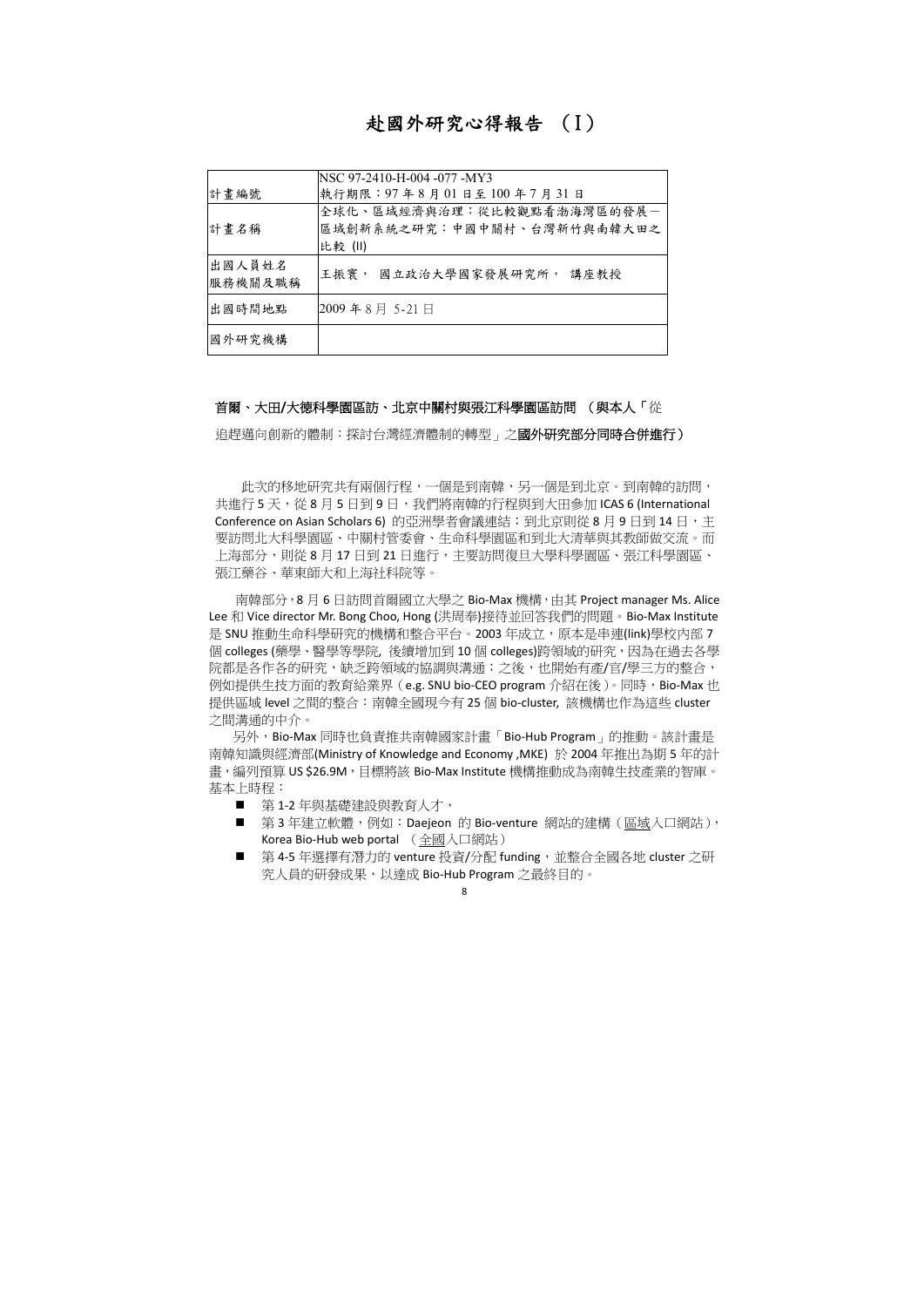# 赴國外研究心得報告 （I）

| 計畫編號 | NSC 97-2410-H-004 -077 -MY3<br>執行期限：97 年 8 月 01 日至 100 年 7 月 31 日 |
|---|---|
| 計畫名稱 | 全球化、區域經濟與治理：從比較觀點看渤海灣區的發展－區域創新系統之研究：中國中關村、台灣新竹與南韓大田之比較 (II) |
| 出國人員姓名<br>服務機關及職稱 | 王振寰， 國立政治大學國家發展研究所， 講座教授 |
| 出國時間地點 | 2009 年 8 月 5-21 日 |
| 國外研究機構 | |

**首爾、大田/大德科學園區訪、北京中關村與張江科學園區訪問 （與本人「從追趕邁向創新的體制：探討台灣經濟體制的轉型」之國外研究部分同時合併進行）**

此次的移地研究共有兩個行程，一個是到南韓，另一個是到北京。到南韓的訪問，共進行 5 天，從 8 月 5 日到 9 日，我們將南韓的行程與到大田參加 ICAS 6 (International Conference on Asian Scholars 6) 的亞洲學者會議連結；到北京則從 8 月 9 日到 14 日，主要訪問北大科學園區、中關村管委會、生命科學園區和到北大清華與其教師做交流。而上海部分，則從 8 月 17 日到 21 日進行，主要訪問復旦大學科學園區、張江科學園區、張江藥谷、華東師大和上海社科院等。

南韓部分，8 月 6 日訪問首爾國立大學之 Bio-Max 機構，由其 Project manager Ms. Alice Lee 和 Vice director Mr. Bong Choo, Hong (洪周奉)接待並回答我們的問題。Bio-Max Institute 是 SNU 推動生命科學研究的機構和整合平台。2003 年成立，原本是串連(link)學校內部 7 個 colleges (藥學、醫學等學院, 後續增加到 10 個 colleges)跨領域的研究，因為在過去各學院都是各作各的研究，缺乏跨領域的協調與溝通；之後，也開始有產/官/學三方的整合，例如提供生技方面的教育給業界（e.g. SNU bio-CEO program 介紹在後）。同時，Bio-Max 也提供區域 level 之間的整合：南韓全國現今有 25 個 bio-cluster, 該機構也作為這些 cluster 之間溝通的中介。

另外，Bio-Max 同時也負責推共南韓國家計畫「Bio-Hub Program」的推動。該計畫是南韓知識與經濟部(Ministry of Knowledge and Economy ,MKE) 於 2004 年推出為期 5 年的計畫，編列預算 US $26.9M，目標將該 Bio-Max Institute 機構推動成為南韓生技產業的智庫。基本上時程：

- 第 1-2 年與基礎建設與教育人才，
- 第 3 年建立軟體，例如：Daejeon 的 Bio-venture 網站的建構（區域入口網站），Korea Bio-Hub web portal （全國入口網站）
- 第 4-5 年選擇有潛力的 venture 投資/分配 funding，並整合全國各地 cluster 之研究人員的研發成果，以達成 Bio-Hub Program 之最終目的。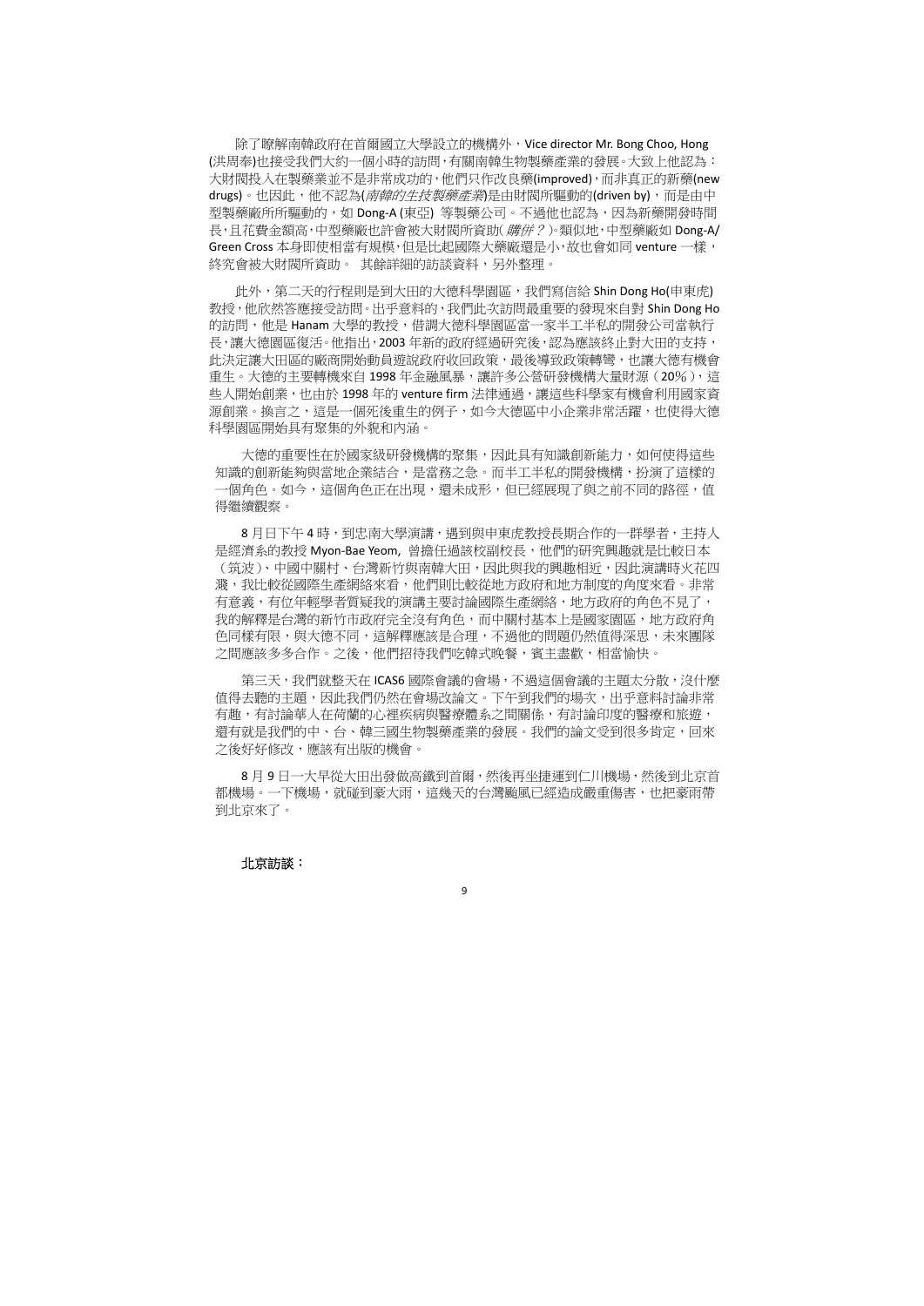除了瞭解南韓政府在首爾國立大學設立的機構外，Vice director Mr. Bong Choo, Hong (洪周奉)也接受我們大約一個小時的訪問，有關南韓生物製藥產業的發展。大致上他認為：大財閥投入在製藥業並不是非常成功的，他們只作改良藥(improved)，而非真正的新藥(new drugs)。也因此，他不認為(*南韓的生技製藥產業*)是由財閥所驅動的(driven by)，而是由中型製藥廠所所驅動的，如 Dong-A (東亞) 等製藥公司。不過他也認為，因為新藥開發時間長，且花費金額高，中型藥廠也許會被大財閥所資助( *購併？* )。類似地，中型藥廠如 Dong-A/ Green Cross 本身即使相當有規模，但是比起國際大藥廠還是小，故也會如同 venture 一樣，終究會被大財閥所資助。 其餘詳細的訪談資料，另外整理。

此外，第二天的行程則是到大田的大德科學園區，我們寫信給 Shin Dong Ho(申東虎)教授，他欣然答應接受訪問。出乎意料的，我們此次訪問最重要的發現來自對 Shin Dong Ho 的訪問，他是 Hanam 大學的教授，借調大德科學園區當一家半工半私的開發公司當執行長，讓大德園區復活。他指出，2003 年新的政府經過研究後，認為應該終止對大田的支持，此決定讓大田區的廠商開始動員遊說政府收回政策，最後導致政策轉彎，也讓大德有機會重生。大德的主要轉機來自 1998 年金融風暴，讓許多公營研發機構大量財源（20%），這些人開始創業，也由於 1998 年的 venture firm 法律通過，讓這些科學家有機會利用國家資源創業。換言之，這是一個死後重生的例子，如今大德區中小企業非常活躍，也使得大德科學園區開始具有聚集的外貌和內涵。

大德的重要性在於國家級研發機構的聚集，因此具有知識創新能力，如何使得這些知識的創新能夠與當地企業結合，是當務之急。而半工半私的開發機構，扮演了這樣的一個角色。如今，這個角色正在出現，還未成形，但已經展現了與之前不同的路徑，值得繼續觀察。

8 月日下午 4 時，到忠南大學演講，遇到與申東虎教授長期合作的一群學者，主持人是經濟系的教授 Myon-Bae Yeom, 曾擔任過該校副校長，他們的研究興趣就是比較日本（筑波）、中國中關村、台灣新竹與南韓大田，因此與我的興趣相近，因此演講時火花四濺，我比較從國際生產網絡來看，他們則比較從地方政府和地方制度的角度來看。非常有意義，有位年輕學者質疑我的演講主要討論國際生產網絡，地方政府的角色不見了，我的解釋是台灣的新竹市政府完全沒有角色，而中關村基本上是國家園區，地方政府角色同樣有限，與大德不同，這解釋應該是合理，不過他的問題仍然值得深思，未來團隊之間應該多多合作。之後，他們招待我們吃韓式晚餐，賓主盡歡，相當愉快。

第三天，我們就整天在 ICAS6 國際會議的會場，不過這個會議的主題太分散，沒什麼值得去聽的主題，因此我們仍然在會場改論文。下午到我們的場次，出乎意料討論非常有趣，有討論華人在荷蘭的心裡疾病與醫療體系之間關係，有討論印度的醫療和旅遊，還有就是我們的中、台、韓三國生物製藥產業的發展。我們的論文受到很多肯定，回來之後好好修改，應該有出版的機會。

8 月 9 日一大早從大田出發做高鐵到首爾，然後再坐捷運到仁川機場，然後到北京首都機場。一下機場，就碰到豪大雨，這幾天的台灣颱風已經造成嚴重傷害，也把豪雨帶到北京來了。

**北京訪談：**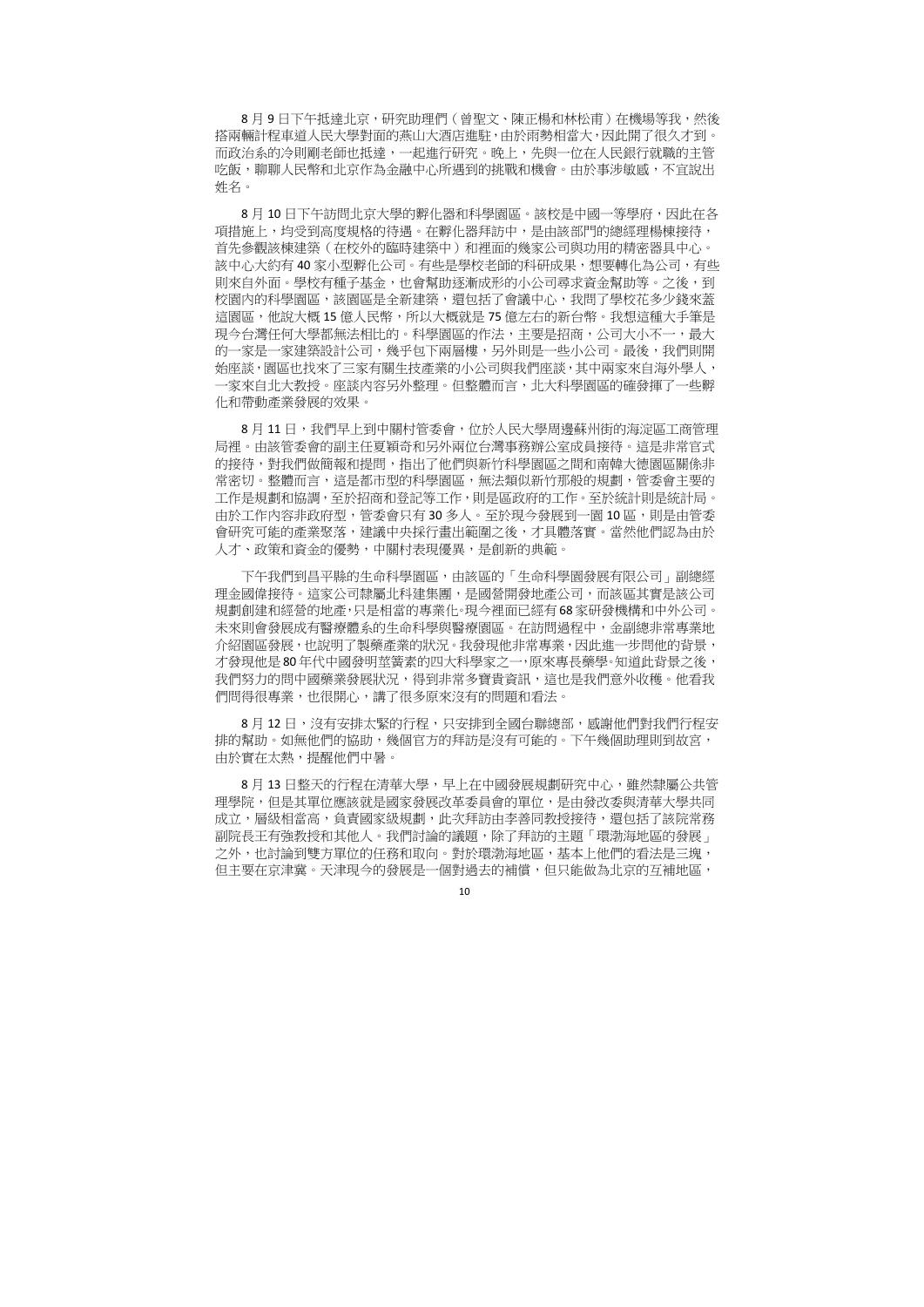8 月 9 日下午抵達北京，研究助理們（曾聖文、陳正楊和林松甫）在機場等我，然後搭兩輛計程車直達人民大學對面的燕山大酒店進駐，由於雨勢相當大，因此開了很久才到。而政治系的冷則剛老師也抵達，一起進行研究。晚上，先與一位在人民銀行就職的主管吃飯，聊聊人民幣和北京作為金融中心所遇到的挑戰和機會。由於事涉敏感，不宜說出姓名。

8 月 10 日下午訪問北京大學的孵化器和科學園區。該校是中國一等學府，因此在各項措施上，均受到高度規格的待遇。在孵化器拜訪中，是由該部門的總經理楊棟接待，首先參觀該棟建築（在校外的臨時建築中）和裡面的幾家公司與功用的精密器具中心。該中心大約有 40 家小型孵化公司。有些是學校老師的科研成果，想要轉化為公司，有些則來自外面。學校有種子基金，也會幫助逐漸成形的小公司尋求資金幫助等。之後，到校園內的科學園區，該園區是全新建築，還包括了會議中心，我問了學校花多少錢來蓋這園區，他說大概 15 億人民幣，所以大概就是 75 億左右的新台幣。我想這種大手筆是現今台灣任何大學都無法相比的。科學園區的作法，主要是招商，公司大小不一，最大的一家是一家建築設計公司，幾乎包下兩層樓，另外則是一些小公司。最後，我們則開始座談，園區也找來了三家有關生技產業的小公司與我們座談，其中兩家來自海外學人，一家來自北大教授。座談內容另外整理。但整體而言，北大科學園區的確發揮了一些孵化和帶動產業發展的效果。

8 月 11 日，我們早上到中關村管委會，位於人民大學周邊蘇州街的海淀區工商管理局裡。由該管委會的副主任夏穎奇和另外兩位台灣事務辦公室成員接待。這是非常官式的接待，對我們做簡報和提問，指出了他們與新竹科學園區之間和南韓大德園區關係非常密切。整體而言，這是都市型的科學園區，無法類似新竹那般的規劃，管委會主要的工作是規劃和協調，至於招商和登記等工作，則是區政府的工作。至於統計則是統計局。由於工作內容非政府型，管委會只有 30 多人。至於現今發展到一園 10 區，則是由管委會研究可能的產業聚落，建議中央採行畫出範圍之後，才具體落實。當然他們認為由於人才、政策和資金的優勢，中關村表現優異，是創新的典範。

下午我們到昌平縣的生命科學園區，由該區的「生命科學園發展有限公司」副總經理金國偉接待。這家公司隸屬北科建集團，是國營開發地產公司，而該區其實是該公司規劃創建和經營的地產，只是相當的專業化。現今裡面已經有 68 家研發機構和中外公司。未來則會發展成有醫療體系的生命科學與醫療園區。在訪問過程中，金副總非常專業地介紹園區發展，也說明了製藥產業的狀況。我發現他非常專業，因此進一步問他的背景，才發現他是 80 年代中國發明茳簧素的四大科學家之一，原來專長藥學。知道此背景之後，我們努力的問中國藥業發展狀況，得到非常多寶貴資訊，這也是我們意外收穫。他看我們問得很專業，也很開心，講了很多原來沒有的問題和看法。

8 月 12 日，沒有安排太緊的行程，只安排到全國台聯總部，感謝他們對我們行程安排的幫助。如無他們的協助，幾個官方的拜訪是沒有可能的。下午幾個助理則到故宮，由於實在太熱，提醒他們中暑。

8 月 13 日整天的行程在清華大學，早上在中國發展規劃研究中心，雖然隸屬公共管理學院，但是其單位應該就是國家發展改革委員會的單位，是由發改委與清華大學共同成立，層級相當高，負責國家級規劃，此次拜訪由李善同教授接待，還包括了該院常務副院長王有強教授和其他人。我們討論的議題，除了拜訪的主題「環渤海地區的發展」之外，也討論到雙方單位的任務和取向。對於環渤海地區，基本上他們的看法是三塊，但主要在京津冀。天津現今的發展是一個對過去的補償，但只能做為北京的互補地區，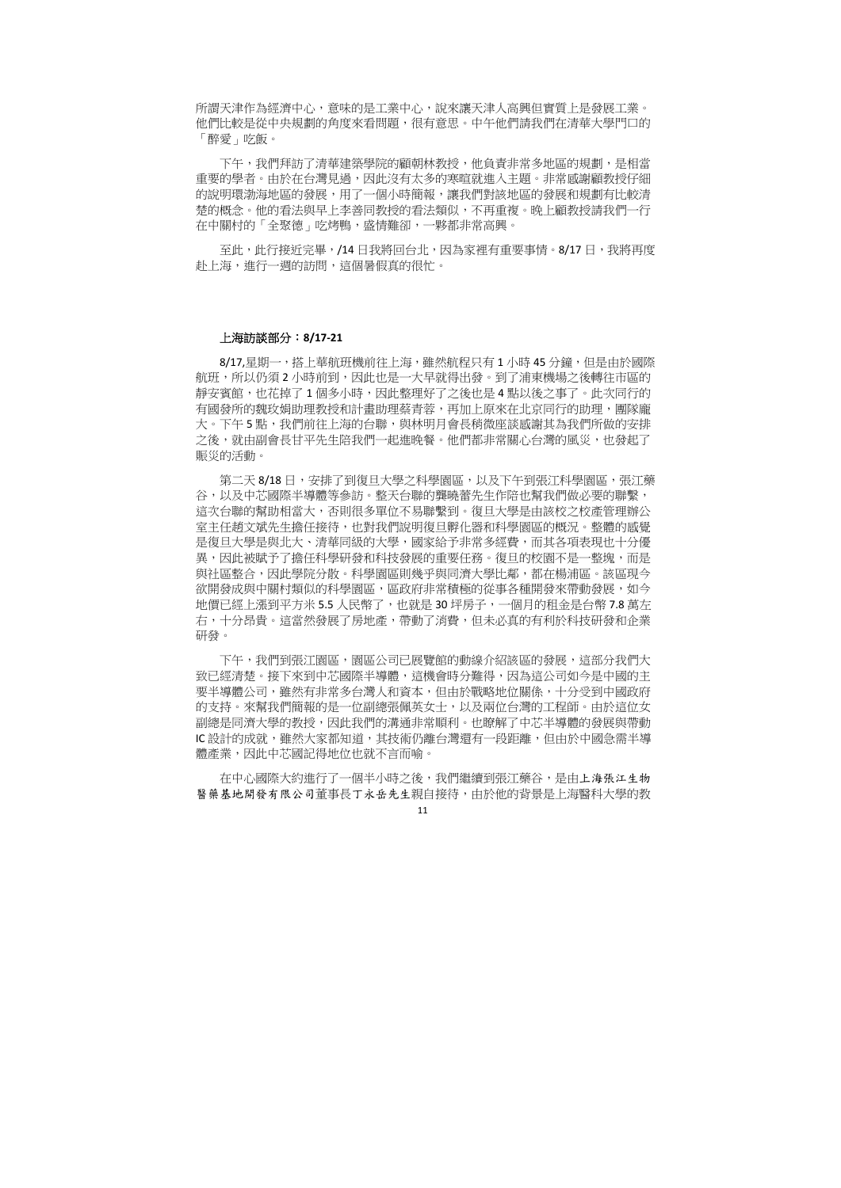所謂天津作為經濟中心，意味的是工業中心，說來讓天津人高興但實質上是發展工業。他們比較是從中央規劃的角度來看問題，很有意思。中午他們請我們在清華大學門口的「醉愛」吃飯。

下午，我們拜訪了清華建築學院的顧朝林教授，他負責非常多地區的規劃，是相當重要的學者。由於在台灣見過，因此沒有太多的寒暄就進入主題。非常感謝顧教授仔細的說明環渤海地區的發展，用了一個小時簡報，讓我們對該地區的發展和規劃有比較清楚的概念。他的看法與早上李善同教授的看法類似，不再重複。晚上顧教授請我們一行在中關村的「全聚德」吃烤鴨，盛情難卻，一夥都非常高興。

至此，此行接近完畢，/14 日我將回台北，因為家裡有重要事情。8/17 日，我將再度赴上海，進行一週的訪問，這個暑假真的很忙。

**上海訪談部分：8/17-21**

8/17,星期一，搭上華航班機前往上海，雖然航程只有 1 小時 45 分鐘，但是由於國際航班，所以仍須 2 小時前到，因此也是一大早就得出發。到了浦東機場之後轉往市區的靜安賓館，也花掉了 1 個多小時，因此整理好了之後也是 4 點以後之事了。此次同行的有國發所的魏玫娟助理教授和計畫助理蔡青蓉，再加上原來在北京同行的助理，團隊龐大。下午 5 點，我們前往上海的台聯，與林明月會長稍微座談感謝其為我們所做的安排之後，就由副會長甘平先生陪我們一起進晚餐。他們都非常關心台灣的風災，也發起了賑災的活動。

第二天 8/18 日，安排了到復旦大學之科學園區，以及下午到張江科學園區，張江藥谷，以及中芯國際半導體等參訪。整天台聯的龔曉蕾先生作陪也幫我們做必要的聯繫，這次台聯的幫助相當大，否則很多單位不易聯繫到。復旦大學是由該校之校產管理辦公室主任趙文斌先生擔任接待，也對我們說明復旦孵化器和科學園區的概況。整體的感覺是復旦大學是與北大、清華同級的大學，國家給予非常多經費，而其各項表現也十分優異，因此被賦予了擔任科學研發和科技發展的重要任務。復旦的校園不是一整塊，而是與社區整合，因此學院分散。科學園區則幾乎與同濟大學比鄰，都在楊浦區。該區現今欲開發成與中關村類似的科學園區，區政府非常積極的從事各種開發來帶動發展，如今地價已經上漲到平方米 5.5 人民幣了，也就是 30 坪房子，一個月的租金是台幣 7.8 萬左右，十分昂貴。這當然發展了房地產，帶動了消費，但未必真的有利於科技研發和企業研發。

下午，我們到張江園區，園區公司已展覽館的動線介紹該區的發展，這部分我們大致已經清楚。接下來到中芯國際半導體，這機會時分難得，因為這公司如今是中國的主要半導體公司，雖然有非常多台灣人和資本，但由於戰略地位關係，十分受到中國政府的支持。來幫我們簡報的是一位副總張佩英女士，以及兩位台灣的工程師。由於這位女副總是同濟大學的教授，因此我們的溝通非常順利。也瞭解了中芯半導體的發展與帶動 IC 設計的成就，雖然大家都知道，其技術仍離台灣還有一段距離，但由於中國急需半導體產業，因此中芯國記得地位也就不言而喻。

在中心國際大約進行了一個半小時之後，我們繼續到張江藥谷，是由上海張江生物醫藥基地開發有限公司董事長丁永岳先生親自接待，由於他的背景是上海醫科大學的教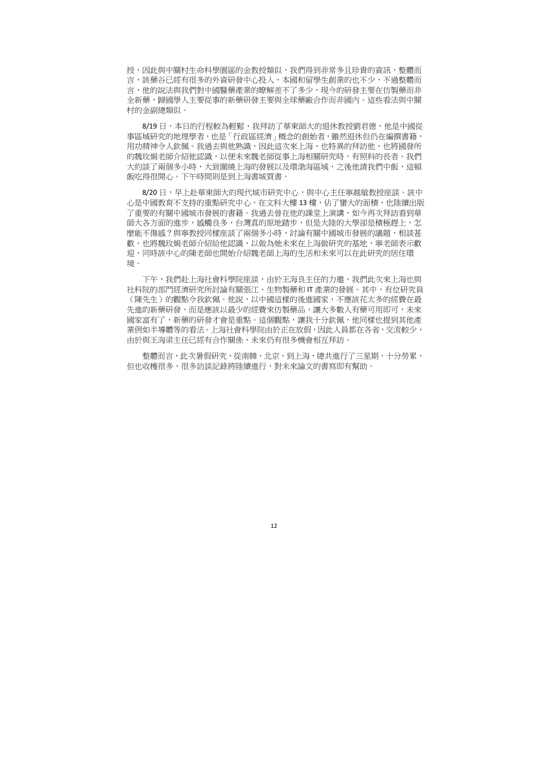授，因此與中關村生命科學園區的金教授類似，我們得到非常多且珍貴的資訊，整體而言，該藥谷已經有很多的外資研發中心投入，本國和留學生創業的也不少，不過整體而言，他的說法與我們對中國醫藥產業的瞭解差不了多少，現今的研發主要在仿製藥而非全新藥，歸國學人主要從事的新藥研發主要與全球藥廠合作而非國內。這些看法與中關村的金副總類似。

8/19 日，本日的行程較為輕鬆，我拜訪了華東師大的退休教授劉君德，他是中國從事區域研究的地理學者，也是「行政區經濟」概念的創始者，雖然退休但仍在編撰書籍，用功精神令人欽佩。我過去與他熟識，因此這次來上海，也特異的拜訪他，也將國發所的魏玫娟老師介紹他認識，以便未來魏老師從事上海相關研究時，有照料的長者。我們大約談了兩個多小時，大致圍繞上海的發展以及環渤海區域，之後他請我們中飯，這頓飯吃得很開心。下午時間則是到上海書城買書。

8/20 日，早上赴華東師大的現代城市研究中心，與中心主任寧越敏教授座談。該中心是中國教育不支持的重點研究中心，在文科大樓 13 樓，佔了蠻大的面積，也陸續出版了重要的有關中國城市發展的書籍。我過去曾在他的課堂上演講，如今再次拜訪看到華師大各方面的進步，感觸良多，台灣真的原地踏步，但是大陸的大學卻是積極趕上，怎麼能不傷感？與寧教授同樣座談了兩個多小時，討論有關中國城市發展的議題，相談甚歡，也將魏玫娟老師介紹給他認識，以做為她未來在上海做研究的基地，寧老師表示歡迎，同時該中心的陳老師也開始介紹魏老師上海的生活和未來可以在此研究的居住環境。

下午，我們赴上海社會科學院座談，由於王海良主任的力邀，我們此次來上海也與社科院的部門經濟研究所討論有關張江、生物製藥和 IT 產業的發展。其中，有位研究員（陳先生）的觀點令我欽佩。他說，以中國這樣的後進國家，不應該花太多的經費在最先進的新藥研發，而是應該以最少的經費來仿製藥品，讓大多數人有藥可用即可，未來國家富有了，新藥的研發才會是重點。這個觀點，讓我十分欽佩，他同樣也提到其他產業例如半導體等的看法。上海社會科學院由於正在放假，因此人員都在各省，交流較少，由於與王海梁主任已經有合作關係，未來仍有很多機會相互拜訪。

整體而言，此次暑假研究，從南韓、北京、到上海，總共進行了三星期，十分勞累，但也收穫很多，很多訪談記錄將陸續進行，對未來論文的書寫即有幫助。